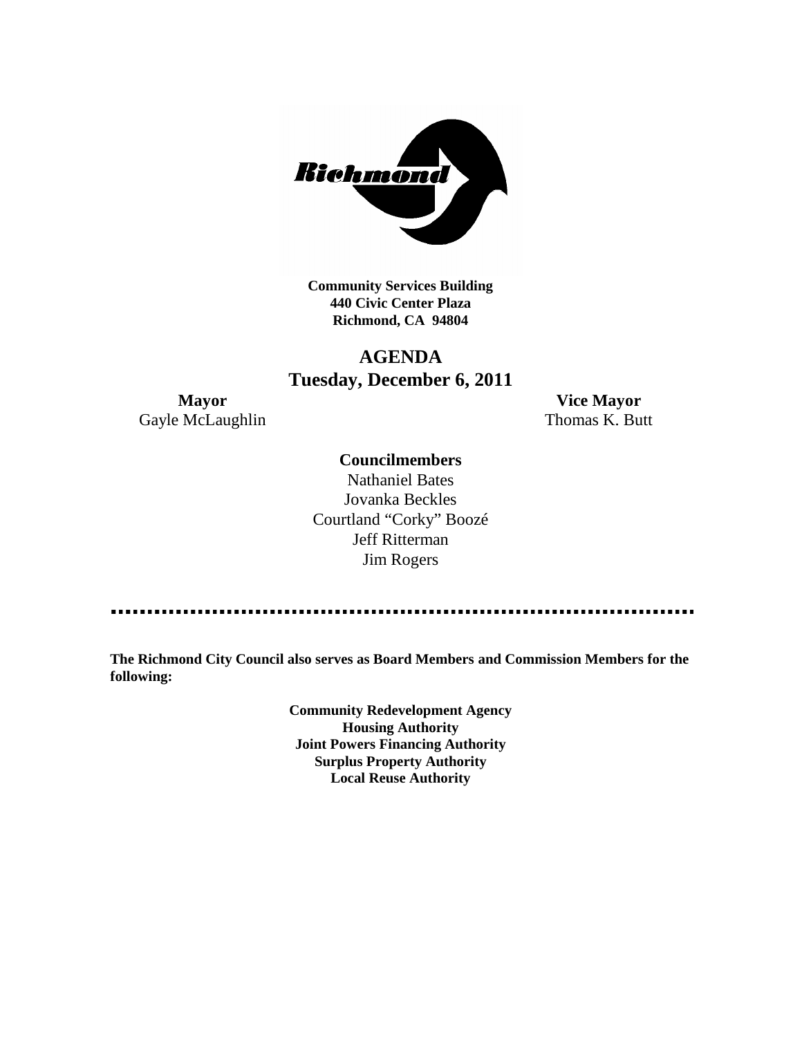**Community Services Building**
**440 Civic Center Plaza**
**Richmond, CA 94804**

# AGENDA
## Tuesday, December 6, 2011

**Mayor**
Gayle McLaughlin

**Vice Mayor**
Thomas K. Butt

**Councilmembers**
Nathaniel Bates
Jovanka Beckles
Courtland "Corky" Boozé
Jeff Ritterman
Jim Rogers

---

**The Richmond City Council also serves as Board Members and Commission Members for the following:**

**Community Redevelopment Agency**
**Housing Authority**
**Joint Powers Financing Authority**
**Surplus Property Authority**
**Local Reuse Authority**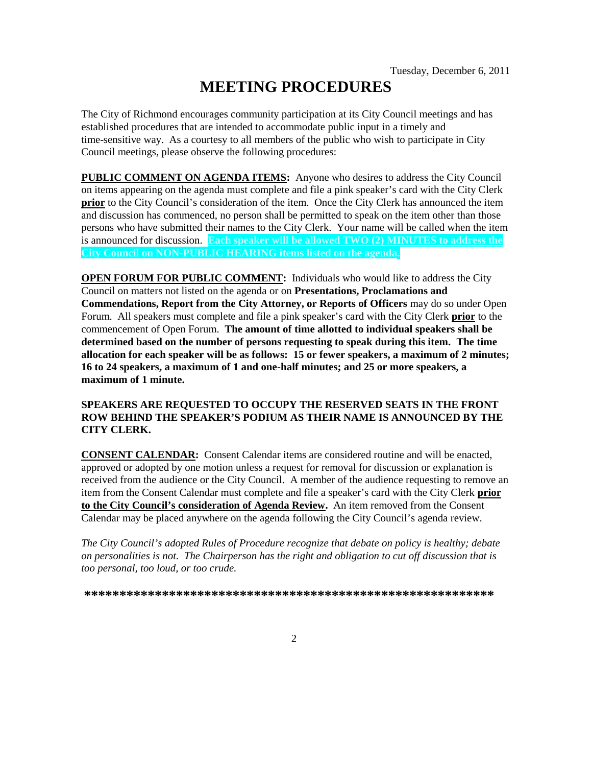Tuesday, December 6, 2011

# MEETING PROCEDURES

The City of Richmond encourages community participation at its City Council meetings and has established procedures that are intended to accommodate public input in a timely and time-sensitive way. As a courtesy to all members of the public who wish to participate in City Council meetings, please observe the following procedures:

**PUBLIC COMMENT ON AGENDA ITEMS:** Anyone who desires to address the City Council on items appearing on the agenda must complete and file a pink speaker's card with the City Clerk **prior** to the City Council's consideration of the item. Once the City Clerk has announced the item and discussion has commenced, no person shall be permitted to speak on the item other than those persons who have submitted their names to the City Clerk. Your name will be called when the item is announced for discussion. **Each speaker will be allowed TWO (2) MINUTES to address the City Council on NON-PUBLIC HEARING items listed on the agenda.**

**OPEN FORUM FOR PUBLIC COMMENT:** Individuals who would like to address the City Council on matters not listed on the agenda or on **Presentations, Proclamations and Commendations, Report from the City Attorney, or Reports of Officers** may do so under Open Forum. All speakers must complete and file a pink speaker's card with the City Clerk **prior** to the commencement of Open Forum. **The amount of time allotted to individual speakers shall be determined based on the number of persons requesting to speak during this item. The time allocation for each speaker will be as follows: 15 or fewer speakers, a maximum of 2 minutes; 16 to 24 speakers, a maximum of 1 and one-half minutes; and 25 or more speakers, a maximum of 1 minute.**

**SPEAKERS ARE REQUESTED TO OCCUPY THE RESERVED SEATS IN THE FRONT ROW BEHIND THE SPEAKER'S PODIUM AS THEIR NAME IS ANNOUNCED BY THE CITY CLERK.**

**CONSENT CALENDAR:** Consent Calendar items are considered routine and will be enacted, approved or adopted by one motion unless a request for removal for discussion or explanation is received from the audience or the City Council. A member of the audience requesting to remove an item from the Consent Calendar must complete and file a speaker's card with the City Clerk **prior to the City Council's consideration of Agenda Review.** An item removed from the Consent Calendar may be placed anywhere on the agenda following the City Council's agenda review.

*The City Council's adopted Rules of Procedure recognize that debate on policy is healthy; debate on personalities is not. The Chairperson has the right and obligation to cut off discussion that is too personal, too loud, or too crude.*

**\*\*\*\*\*\*\*\*\*\*\*\*\*\*\*\*\*\*\*\*\*\*\*\*\*\*\*\*\*\*\*\*\*\*\*\*\*\*\*\*\*\*\*\*\*\*\*\*\*\*\*\*\*\*\*\*\*\*\*\***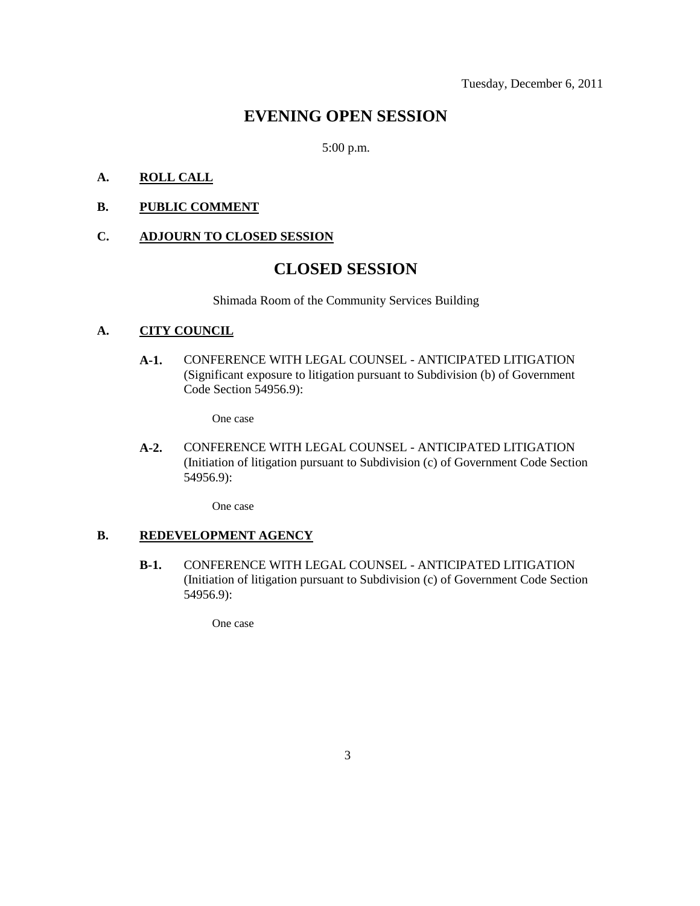Tuesday, December 6, 2011

# EVENING OPEN SESSION

5:00 p.m.

**A. ROLL CALL**

**B. PUBLIC COMMENT**

**C. ADJOURN TO CLOSED SESSION**

# CLOSED SESSION

Shimada Room of the Community Services Building

**A. CITY COUNCIL**

**A-1.** CONFERENCE WITH LEGAL COUNSEL - ANTICIPATED LITIGATION (Significant exposure to litigation pursuant to Subdivision (b) of Government Code Section 54956.9):

One case

**A-2.** CONFERENCE WITH LEGAL COUNSEL - ANTICIPATED LITIGATION (Initiation of litigation pursuant to Subdivision (c) of Government Code Section 54956.9):

One case

**B. REDEVELOPMENT AGENCY**

**B-1.** CONFERENCE WITH LEGAL COUNSEL - ANTICIPATED LITIGATION (Initiation of litigation pursuant to Subdivision (c) of Government Code Section 54956.9):

One case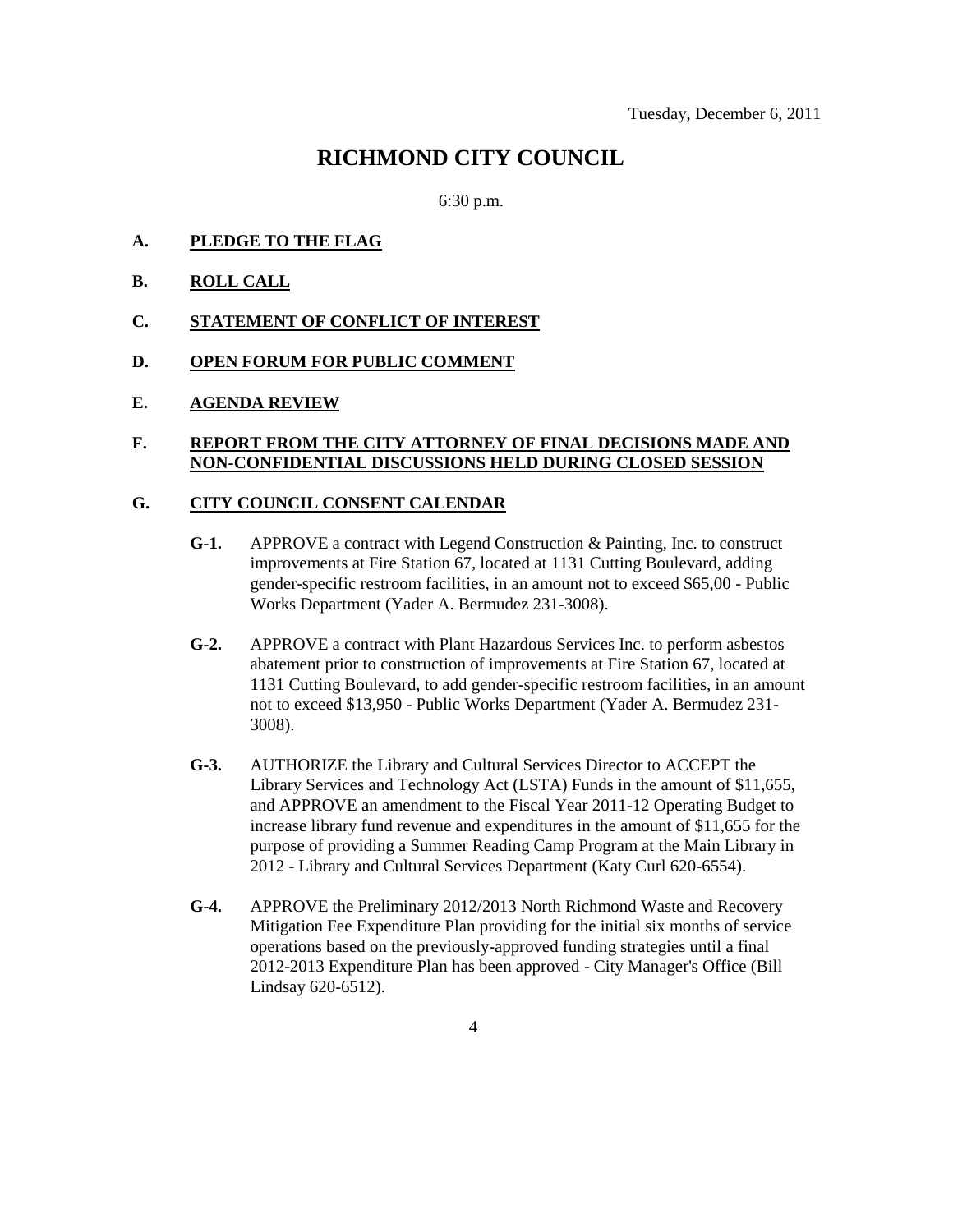Tuesday, December 6, 2011

# RICHMOND CITY COUNCIL

6:30 p.m.

**A. PLEDGE TO THE FLAG**

**B. ROLL CALL**

**C. STATEMENT OF CONFLICT OF INTEREST**

**D. OPEN FORUM FOR PUBLIC COMMENT**

**E. AGENDA REVIEW**

**F. REPORT FROM THE CITY ATTORNEY OF FINAL DECISIONS MADE AND NON-CONFIDENTIAL DISCUSSIONS HELD DURING CLOSED SESSION**

**G. CITY COUNCIL CONSENT CALENDAR**

**G-1.** APPROVE a contract with Legend Construction & Painting, Inc. to construct improvements at Fire Station 67, located at 1131 Cutting Boulevard, adding gender-specific restroom facilities, in an amount not to exceed $65,00 - Public Works Department (Yader A. Bermudez 231-3008).

**G-2.** APPROVE a contract with Plant Hazardous Services Inc. to perform asbestos abatement prior to construction of improvements at Fire Station 67, located at 1131 Cutting Boulevard, to add gender-specific restroom facilities, in an amount not to exceed $13,950 - Public Works Department (Yader A. Bermudez 231-3008).

**G-3.** AUTHORIZE the Library and Cultural Services Director to ACCEPT the Library Services and Technology Act (LSTA) Funds in the amount of $11,655, and APPROVE an amendment to the Fiscal Year 2011-12 Operating Budget to increase library fund revenue and expenditures in the amount of $11,655 for the purpose of providing a Summer Reading Camp Program at the Main Library in 2012 - Library and Cultural Services Department (Katy Curl 620-6554).

**G-4.** APPROVE the Preliminary 2012/2013 North Richmond Waste and Recovery Mitigation Fee Expenditure Plan providing for the initial six months of service operations based on the previously-approved funding strategies until a final 2012-2013 Expenditure Plan has been approved - City Manager's Office (Bill Lindsay 620-6512).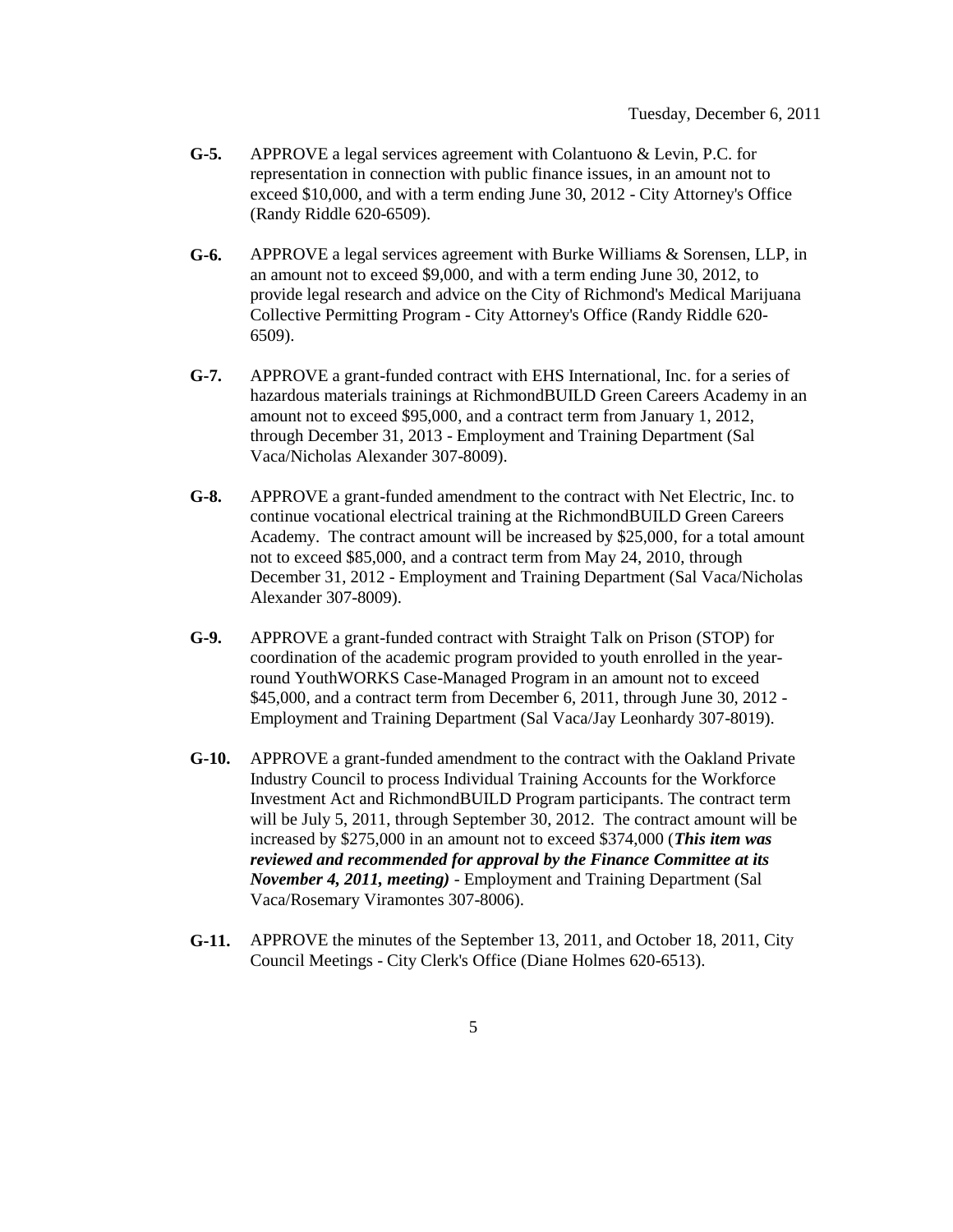**G-5.** APPROVE a legal services agreement with Colantuono & Levin, P.C. for representation in connection with public finance issues, in an amount not to exceed $10,000, and with a term ending June 30, 2012 - City Attorney's Office (Randy Riddle 620-6509).

**G-6.** APPROVE a legal services agreement with Burke Williams & Sorensen, LLP, in an amount not to exceed $9,000, and with a term ending June 30, 2012, to provide legal research and advice on the City of Richmond's Medical Marijuana Collective Permitting Program - City Attorney's Office (Randy Riddle 620-6509).

**G-7.** APPROVE a grant-funded contract with EHS International, Inc. for a series of hazardous materials trainings at RichmondBUILD Green Careers Academy in an amount not to exceed $95,000, and a contract term from January 1, 2012, through December 31, 2013 - Employment and Training Department (Sal Vaca/Nicholas Alexander 307-8009).

**G-8.** APPROVE a grant-funded amendment to the contract with Net Electric, Inc. to continue vocational electrical training at the RichmondBUILD Green Careers Academy. The contract amount will be increased by $25,000, for a total amount not to exceed $85,000, and a contract term from May 24, 2010, through December 31, 2012 - Employment and Training Department (Sal Vaca/Nicholas Alexander 307-8009).

**G-9.** APPROVE a grant-funded contract with Straight Talk on Prison (STOP) for coordination of the academic program provided to youth enrolled in the year-round YouthWORKS Case-Managed Program in an amount not to exceed $45,000, and a contract term from December 6, 2011, through June 30, 2012 - Employment and Training Department (Sal Vaca/Jay Leonhardy 307-8019).

**G-10.** APPROVE a grant-funded amendment to the contract with the Oakland Private Industry Council to process Individual Training Accounts for the Workforce Investment Act and RichmondBUILD Program participants. The contract term will be July 5, 2011, through September 30, 2012. The contract amount will be increased by $275,000 in an amount not to exceed $374,000 (***This item was reviewed and recommended for approval by the Finance Committee at its November 4, 2011, meeting)*** - Employment and Training Department (Sal Vaca/Rosemary Viramontes 307-8006).

**G-11.** APPROVE the minutes of the September 13, 2011, and October 18, 2011, City Council Meetings - City Clerk's Office (Diane Holmes 620-6513).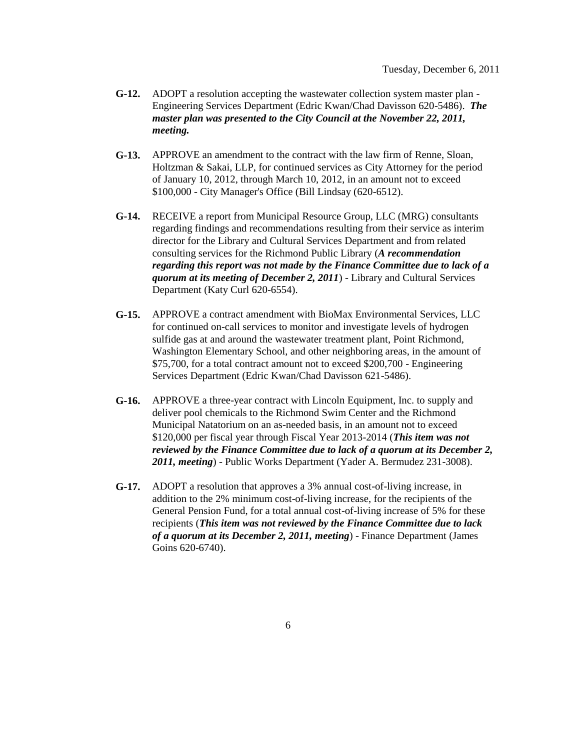**G-12.** ADOPT a resolution accepting the wastewater collection system master plan - Engineering Services Department (Edric Kwan/Chad Davisson 620-5486). ***The master plan was presented to the City Council at the November 22, 2011, meeting.***

**G-13.** APPROVE an amendment to the contract with the law firm of Renne, Sloan, Holtzman & Sakai, LLP, for continued services as City Attorney for the period of January 10, 2012, through March 10, 2012, in an amount not to exceed $100,000 - City Manager's Office (Bill Lindsay (620-6512).

**G-14.** RECEIVE a report from Municipal Resource Group, LLC (MRG) consultants regarding findings and recommendations resulting from their service as interim director for the Library and Cultural Services Department and from related consulting services for the Richmond Public Library (***A recommendation regarding this report was not made by the Finance Committee due to lack of a quorum at its meeting of December 2, 2011***) - Library and Cultural Services Department (Katy Curl 620-6554).

**G-15.** APPROVE a contract amendment with BioMax Environmental Services, LLC for continued on-call services to monitor and investigate levels of hydrogen sulfide gas at and around the wastewater treatment plant, Point Richmond, Washington Elementary School, and other neighboring areas, in the amount of $75,700, for a total contract amount not to exceed $200,700 - Engineering Services Department (Edric Kwan/Chad Davisson 621-5486).

**G-16.** APPROVE a three-year contract with Lincoln Equipment, Inc. to supply and deliver pool chemicals to the Richmond Swim Center and the Richmond Municipal Natatorium on an as-needed basis, in an amount not to exceed $120,000 per fiscal year through Fiscal Year 2013-2014 (***This item was not reviewed by the Finance Committee due to lack of a quorum at its December 2, 2011, meeting***) - Public Works Department (Yader A. Bermudez 231-3008).

**G-17.** ADOPT a resolution that approves a 3% annual cost-of-living increase, in addition to the 2% minimum cost-of-living increase, for the recipients of the General Pension Fund, for a total annual cost-of-living increase of 5% for these recipients (***This item was not reviewed by the Finance Committee due to lack of a quorum at its December 2, 2011, meeting***) - Finance Department (James Goins 620-6740).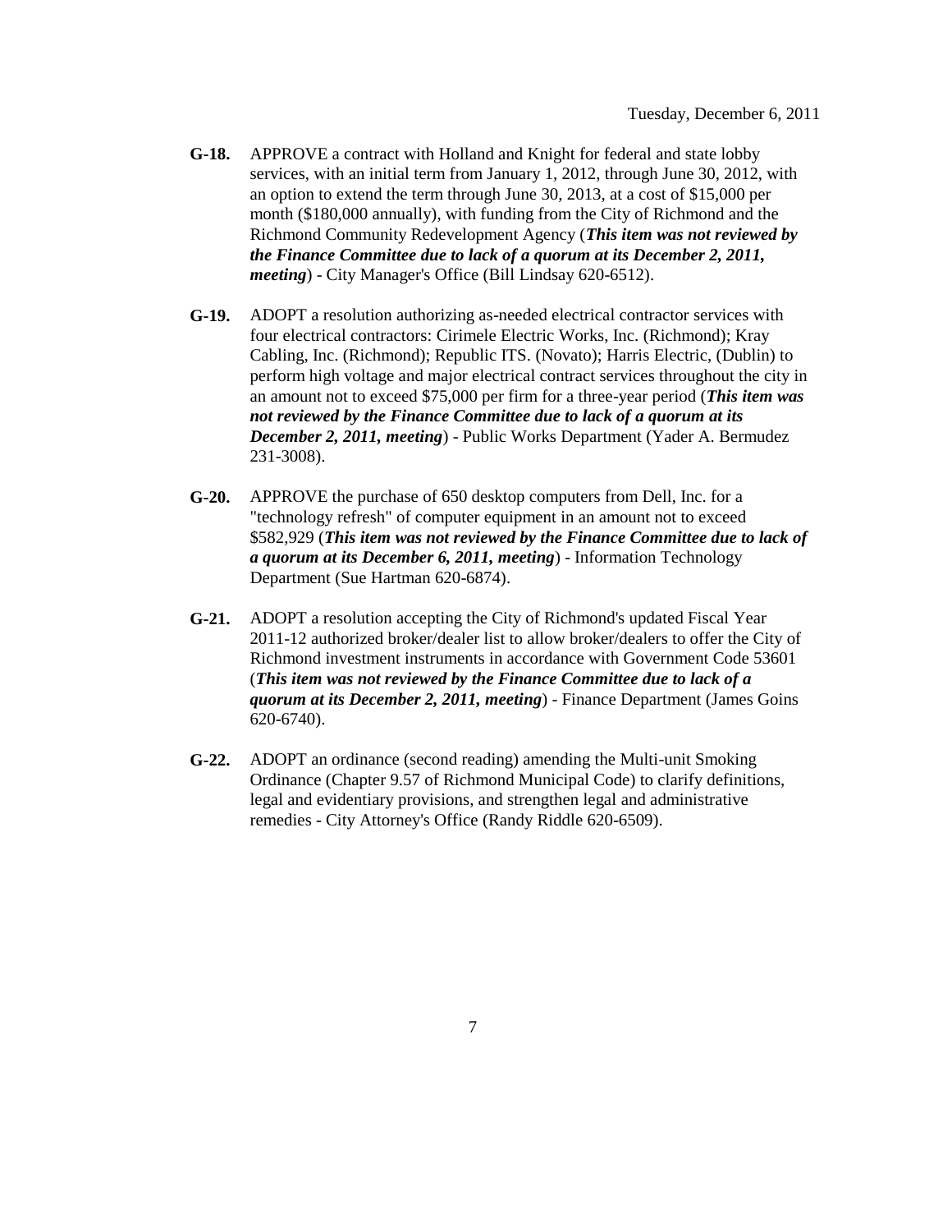**G-18.** APPROVE a contract with Holland and Knight for federal and state lobby services, with an initial term from January 1, 2012, through June 30, 2012, with an option to extend the term through June 30, 2013, at a cost of $15,000 per month ($180,000 annually), with funding from the City of Richmond and the Richmond Community Redevelopment Agency (***This item was not reviewed by the Finance Committee due to lack of a quorum at its December 2, 2011, meeting***) - City Manager's Office (Bill Lindsay 620-6512).

**G-19.** ADOPT a resolution authorizing as-needed electrical contractor services with four electrical contractors: Cirimele Electric Works, Inc. (Richmond); Kray Cabling, Inc. (Richmond); Republic ITS. (Novato); Harris Electric, (Dublin) to perform high voltage and major electrical contract services throughout the city in an amount not to exceed $75,000 per firm for a three-year period (***This item was not reviewed by the Finance Committee due to lack of a quorum at its December 2, 2011, meeting***) - Public Works Department (Yader A. Bermudez 231-3008).

**G-20.** APPROVE the purchase of 650 desktop computers from Dell, Inc. for a "technology refresh" of computer equipment in an amount not to exceed $582,929 (***This item was not reviewed by the Finance Committee due to lack of a quorum at its December 6, 2011, meeting***) - Information Technology Department (Sue Hartman 620-6874).

**G-21.** ADOPT a resolution accepting the City of Richmond's updated Fiscal Year 2011-12 authorized broker/dealer list to allow broker/dealers to offer the City of Richmond investment instruments in accordance with Government Code 53601 (***This item was not reviewed by the Finance Committee due to lack of a quorum at its December 2, 2011, meeting***) - Finance Department (James Goins 620-6740).

**G-22.** ADOPT an ordinance (second reading) amending the Multi-unit Smoking Ordinance (Chapter 9.57 of Richmond Municipal Code) to clarify definitions, legal and evidentiary provisions, and strengthen legal and administrative remedies - City Attorney's Office (Randy Riddle 620-6509).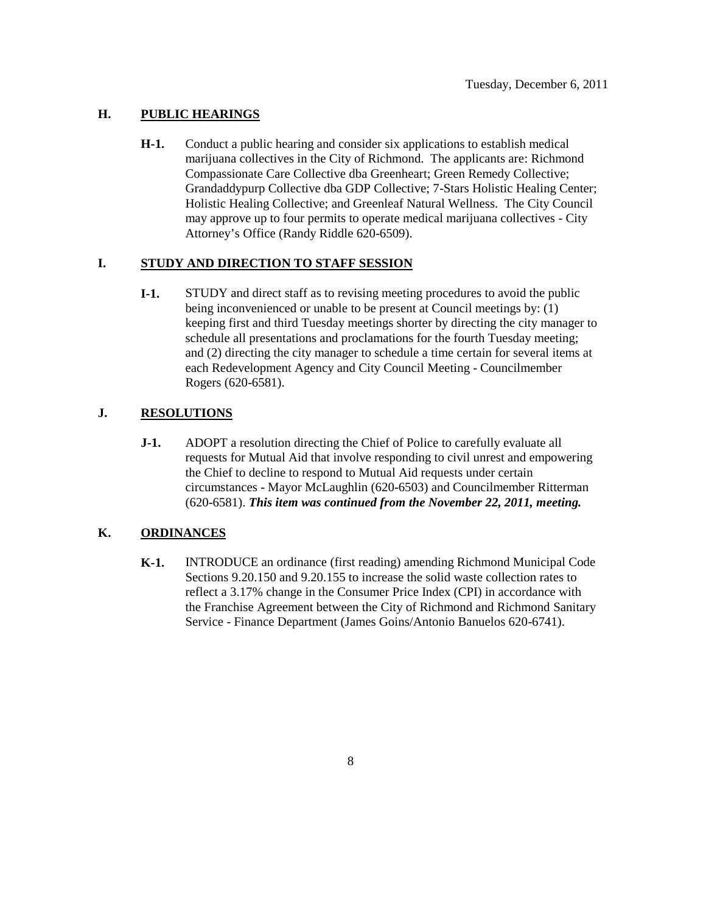Tuesday, December 6, 2011

## H. PUBLIC HEARINGS

**H-1.** Conduct a public hearing and consider six applications to establish medical marijuana collectives in the City of Richmond. The applicants are: Richmond Compassionate Care Collective dba Greenheart; Green Remedy Collective; Grandaddypurp Collective dba GDP Collective; 7-Stars Holistic Healing Center; Holistic Healing Collective; and Greenleaf Natural Wellness. The City Council may approve up to four permits to operate medical marijuana collectives - City Attorney's Office (Randy Riddle 620-6509).

## I. STUDY AND DIRECTION TO STAFF SESSION

**I-1.** STUDY and direct staff as to revising meeting procedures to avoid the public being inconvenienced or unable to be present at Council meetings by: (1) keeping first and third Tuesday meetings shorter by directing the city manager to schedule all presentations and proclamations for the fourth Tuesday meeting; and (2) directing the city manager to schedule a time certain for several items at each Redevelopment Agency and City Council Meeting - Councilmember Rogers (620-6581).

## J. RESOLUTIONS

**J-1.** ADOPT a resolution directing the Chief of Police to carefully evaluate all requests for Mutual Aid that involve responding to civil unrest and empowering the Chief to decline to respond to Mutual Aid requests under certain circumstances - Mayor McLaughlin (620-6503) and Councilmember Ritterman (620-6581). ***This item was continued from the November 22, 2011, meeting.***

## K. ORDINANCES

**K-1.** INTRODUCE an ordinance (first reading) amending Richmond Municipal Code Sections 9.20.150 and 9.20.155 to increase the solid waste collection rates to reflect a 3.17% change in the Consumer Price Index (CPI) in accordance with the Franchise Agreement between the City of Richmond and Richmond Sanitary Service - Finance Department (James Goins/Antonio Banuelos 620-6741).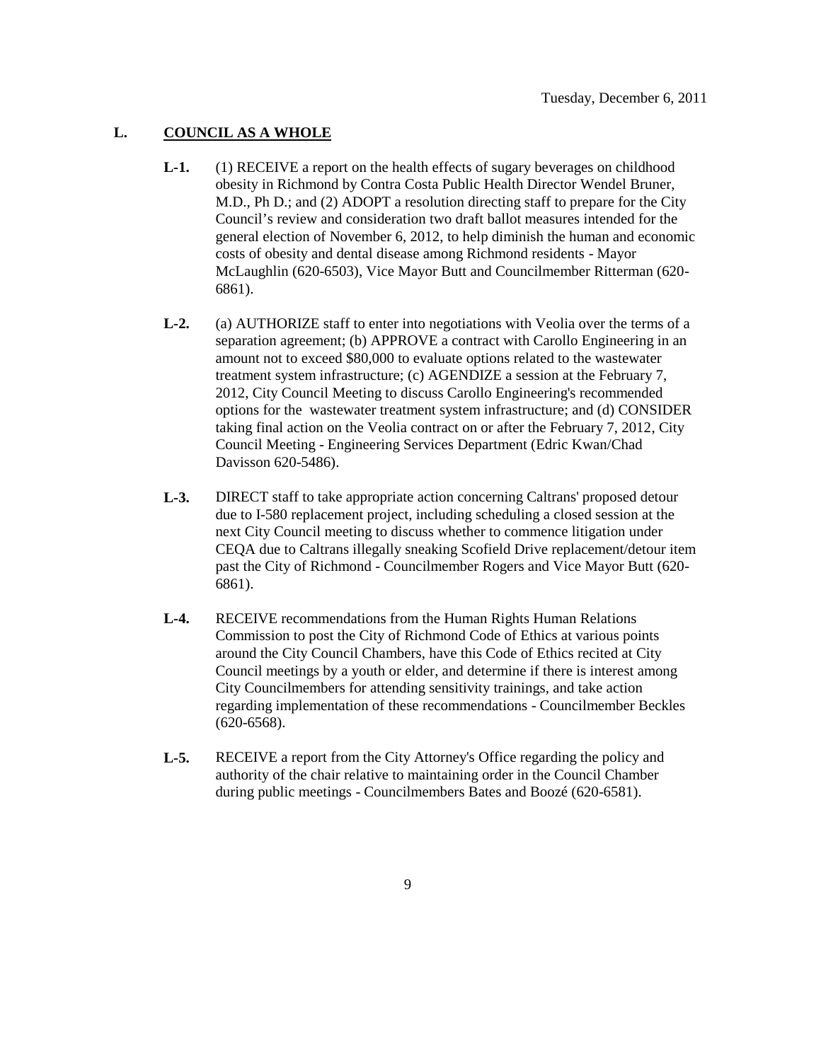## L. COUNCIL AS A WHOLE

**L-1.** (1) RECEIVE a report on the health effects of sugary beverages on childhood obesity in Richmond by Contra Costa Public Health Director Wendel Bruner, M.D., Ph D.; and (2) ADOPT a resolution directing staff to prepare for the City Council's review and consideration two draft ballot measures intended for the general election of November 6, 2012, to help diminish the human and economic costs of obesity and dental disease among Richmond residents - Mayor McLaughlin (620-6503), Vice Mayor Butt and Councilmember Ritterman (620-6861).

**L-2.** (a) AUTHORIZE staff to enter into negotiations with Veolia over the terms of a separation agreement; (b) APPROVE a contract with Carollo Engineering in an amount not to exceed $80,000 to evaluate options related to the wastewater treatment system infrastructure; (c) AGENDIZE a session at the February 7, 2012, City Council Meeting to discuss Carollo Engineering's recommended options for the wastewater treatment system infrastructure; and (d) CONSIDER taking final action on the Veolia contract on or after the February 7, 2012, City Council Meeting - Engineering Services Department (Edric Kwan/Chad Davisson 620-5486).

**L-3.** DIRECT staff to take appropriate action concerning Caltrans' proposed detour due to I-580 replacement project, including scheduling a closed session at the next City Council meeting to discuss whether to commence litigation under CEQA due to Caltrans illegally sneaking Scofield Drive replacement/detour item past the City of Richmond - Councilmember Rogers and Vice Mayor Butt (620-6861).

**L-4.** RECEIVE recommendations from the Human Rights Human Relations Commission to post the City of Richmond Code of Ethics at various points around the City Council Chambers, have this Code of Ethics recited at City Council meetings by a youth or elder, and determine if there is interest among City Councilmembers for attending sensitivity trainings, and take action regarding implementation of these recommendations - Councilmember Beckles (620-6568).

**L-5.** RECEIVE a report from the City Attorney's Office regarding the policy and authority of the chair relative to maintaining order in the Council Chamber during public meetings - Councilmembers Bates and Boozé (620-6581).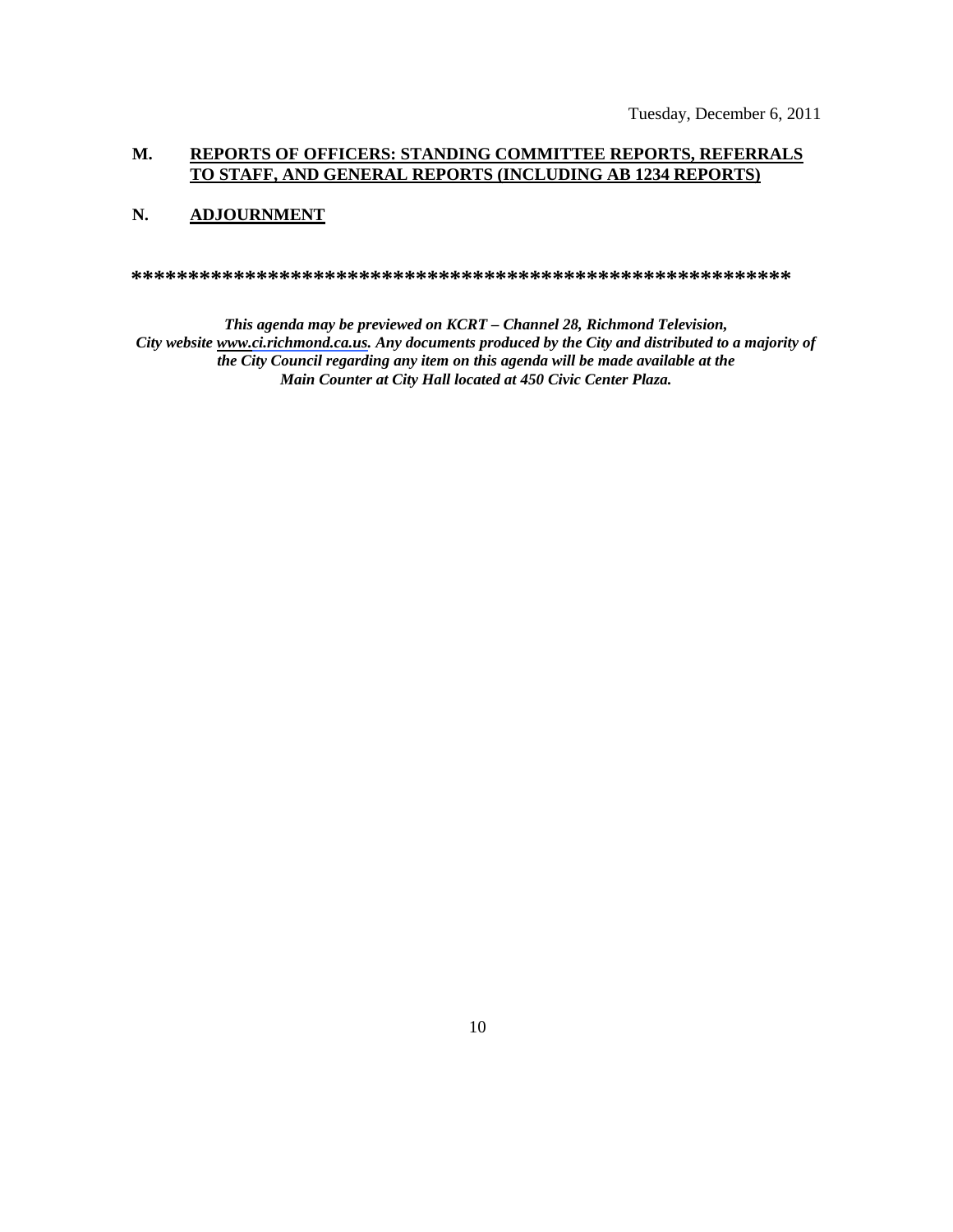Tuesday, December 6, 2011

**M. REPORTS OF OFFICERS: STANDING COMMITTEE REPORTS, REFERRALS TO STAFF, AND GENERAL REPORTS (INCLUDING AB 1234 REPORTS)**

**N. ADJOURNMENT**

**\*\*\*\*\*\*\*\*\*\*\*\*\*\*\*\*\*\*\*\*\*\*\*\*\*\*\*\*\*\*\*\*\*\*\*\*\*\*\*\*\*\*\*\*\*\*\*\*\*\*\*\*\*\*\*\*\*\***

***This agenda may be previewed on KCRT – Channel 28, Richmond Television, City website www.ci.richmond.ca.us. Any documents produced by the City and distributed to a majority of the City Council regarding any item on this agenda will be made available at the Main Counter at City Hall located at 450 Civic Center Plaza.***